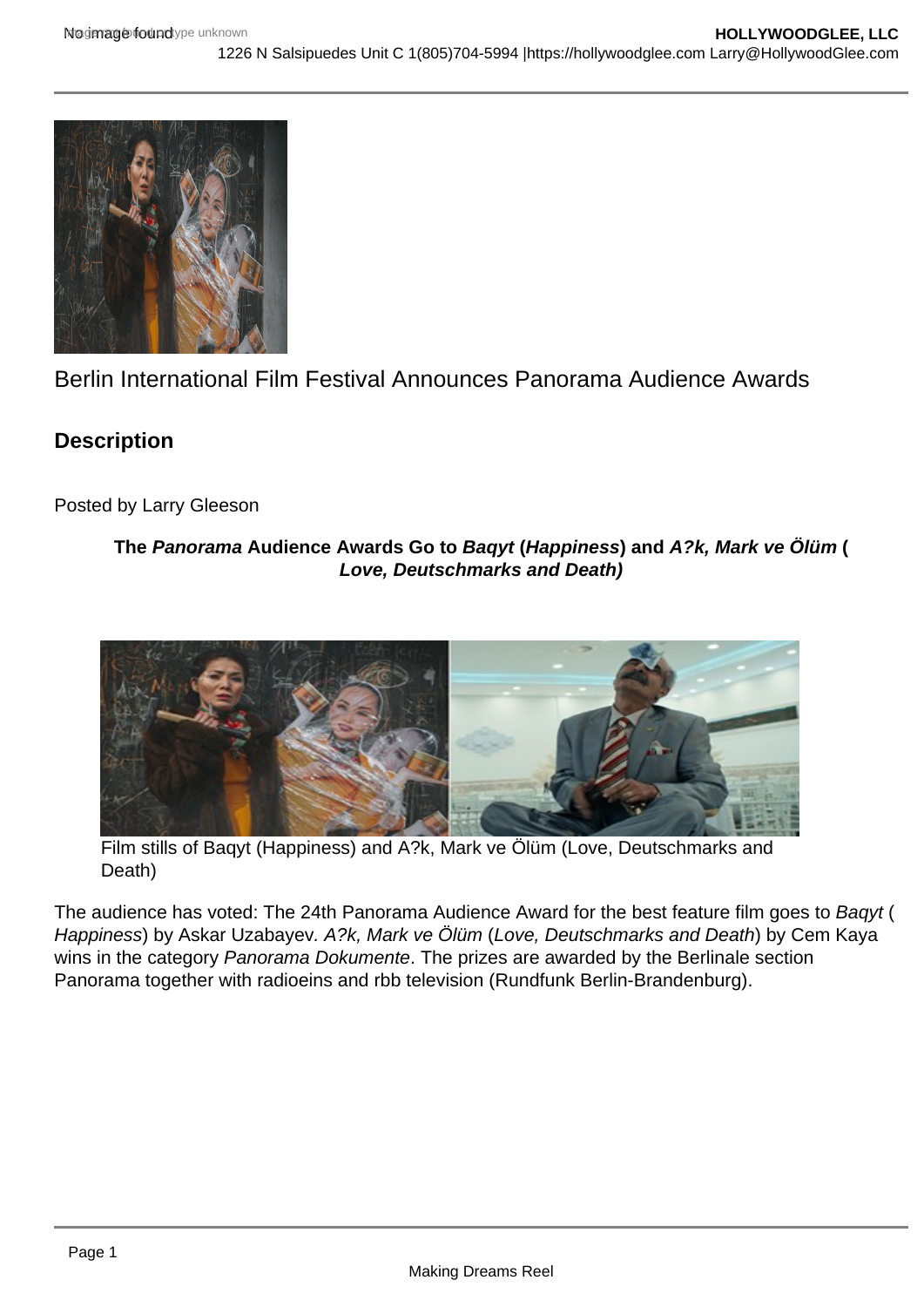# Berlin International Film Festival Announces Panorama Audience Awards

## Description

Posted by Larry Gleeson

**The *Panorama* Audience Awards Go to *Baqyt* (*Happiness*) and *A?k, Mark ve Ölüm* (*Love, Deutschmarks and Death)***

Film stills of Baqyt (Happiness) and A?k, Mark ve Ölüm (Love, Deutschmarks and Death)

The audience has voted: The 24th Panorama Audience Award for the best feature film goes to *Baqyt* (*Happiness*) by Askar Uzabayev. *A?k, Mark ve Ölüm* (*Love, Deutschmarks and Death*) by Cem Kaya wins in the category *Panorama Dokumente*. The prizes are awarded by the Berlinale section Panorama together with radioeins and rbb television (Rundfunk Berlin-Brandenburg).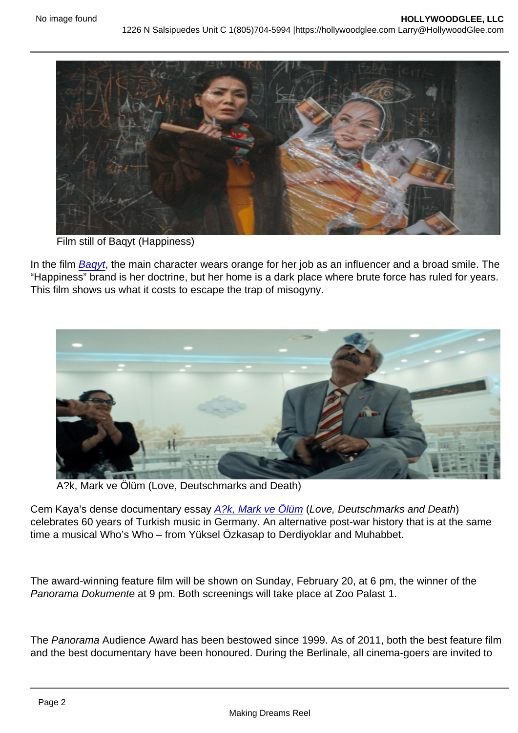Film still of Baqyt (Happiness)

In the film *Baqyt*, the main character wears orange for her job as an influencer and a broad smile. The "Happiness" brand is her doctrine, but her home is a dark place where brute force has ruled for years. This film shows us what it costs to escape the trap of misogyny.

A?k, Mark ve Ölüm (Love, Deutschmarks and Death)

Cem Kaya's dense documentary essay *A?k, Mark ve Ölüm* (*Love, Deutschmarks and Death*) celebrates 60 years of Turkish music in Germany. An alternative post-war history that is at the same time a musical Who's Who – from Yüksel Özkasap to Derdiyoklar and Muhabbet.

The award-winning feature film will be shown on Sunday, February 20, at 6 pm, the winner of the *Panorama Dokumente* at 9 pm. Both screenings will take place at Zoo Palast 1.

The *Panorama* Audience Award has been bestowed since 1999. As of 2011, both the best feature film and the best documentary have been honoured. During the Berlinale, all cinema-goers are invited to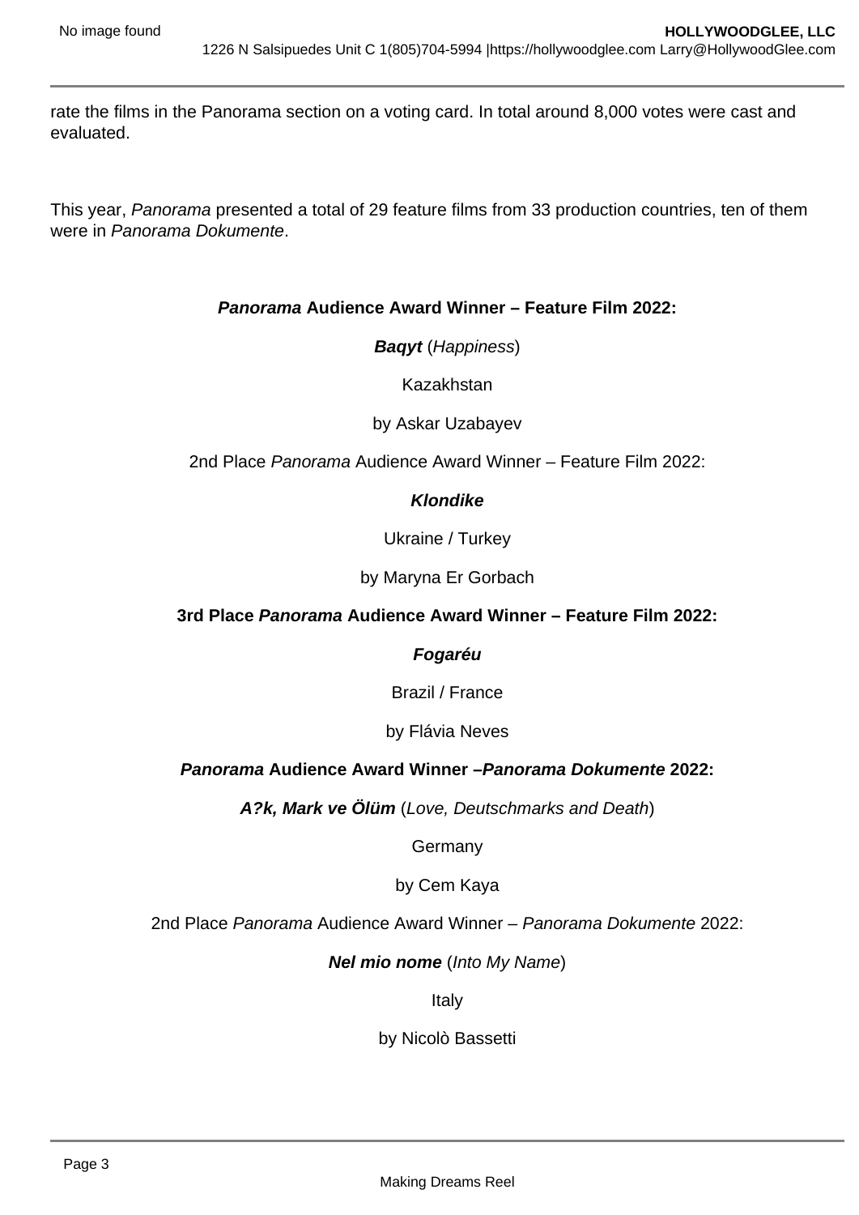rate the films in the Panorama section on a voting card. In total around 8,000 votes were cast and evaluated.

This year, *Panorama* presented a total of 29 feature films from 33 production countries, ten of them were in *Panorama Dokumente*.

***Panorama* Audience Award Winner – Feature Film 2022:**

***Baqyt*** (*Happiness*)

Kazakhstan

by Askar Uzabayev

2nd Place *Panorama* Audience Award Winner – Feature Film 2022:

***Klondike***

Ukraine / Turkey

by Maryna Er Gorbach

**3rd Place *Panorama* Audience Award Winner – Feature Film 2022:**

***Fogaréu***

Brazil / France

by Flávia Neves

***Panorama* Audience Award Winner –*Panorama Dokumente* 2022:**

***A?k, Mark ve Ölüm*** (*Love, Deutschmarks and Death*)

Germany

by Cem Kaya

2nd Place *Panorama* Audience Award Winner – *Panorama Dokumente* 2022:

***Nel mio nome*** (*Into My Name*)

Italy

by Nicolò Bassetti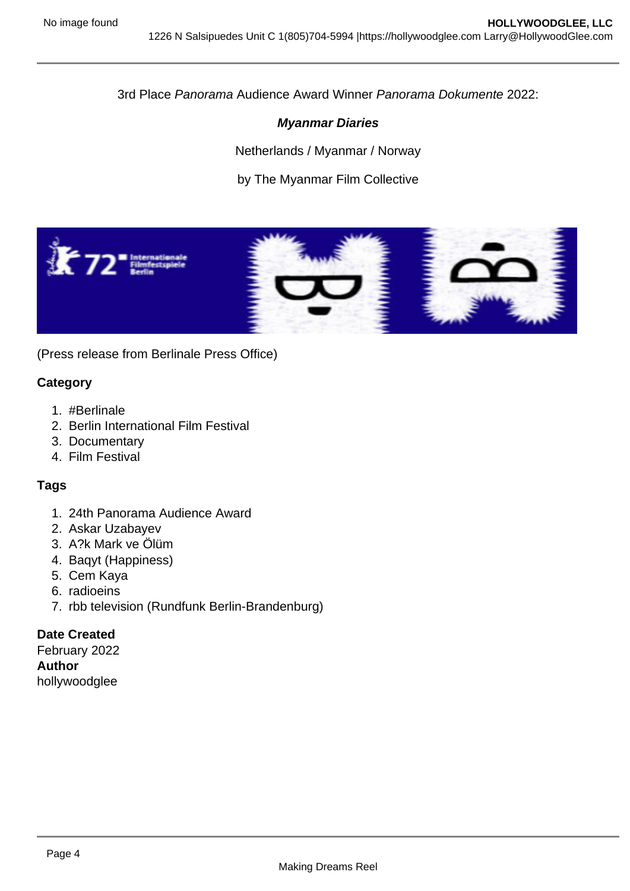3rd Place *Panorama* Audience Award Winner *Panorama Dokumente* 2022:

***Myanmar Diaries***

Netherlands / Myanmar / Norway

by The Myanmar Film Collective

(Press release from Berlinale Press Office)

**Category**

1. #Berlinale
2. Berlin International Film Festival
3. Documentary
4. Film Festival

**Tags**

1. 24th Panorama Audience Award
2. Askar Uzabayev
3. A?k Mark ve Ölüm
4. Baqyt (Happiness)
5. Cem Kaya
6. radioeins
7. rbb television (Rundfunk Berlin-Brandenburg)

**Date Created**
February 2022
**Author**
hollywoodglee